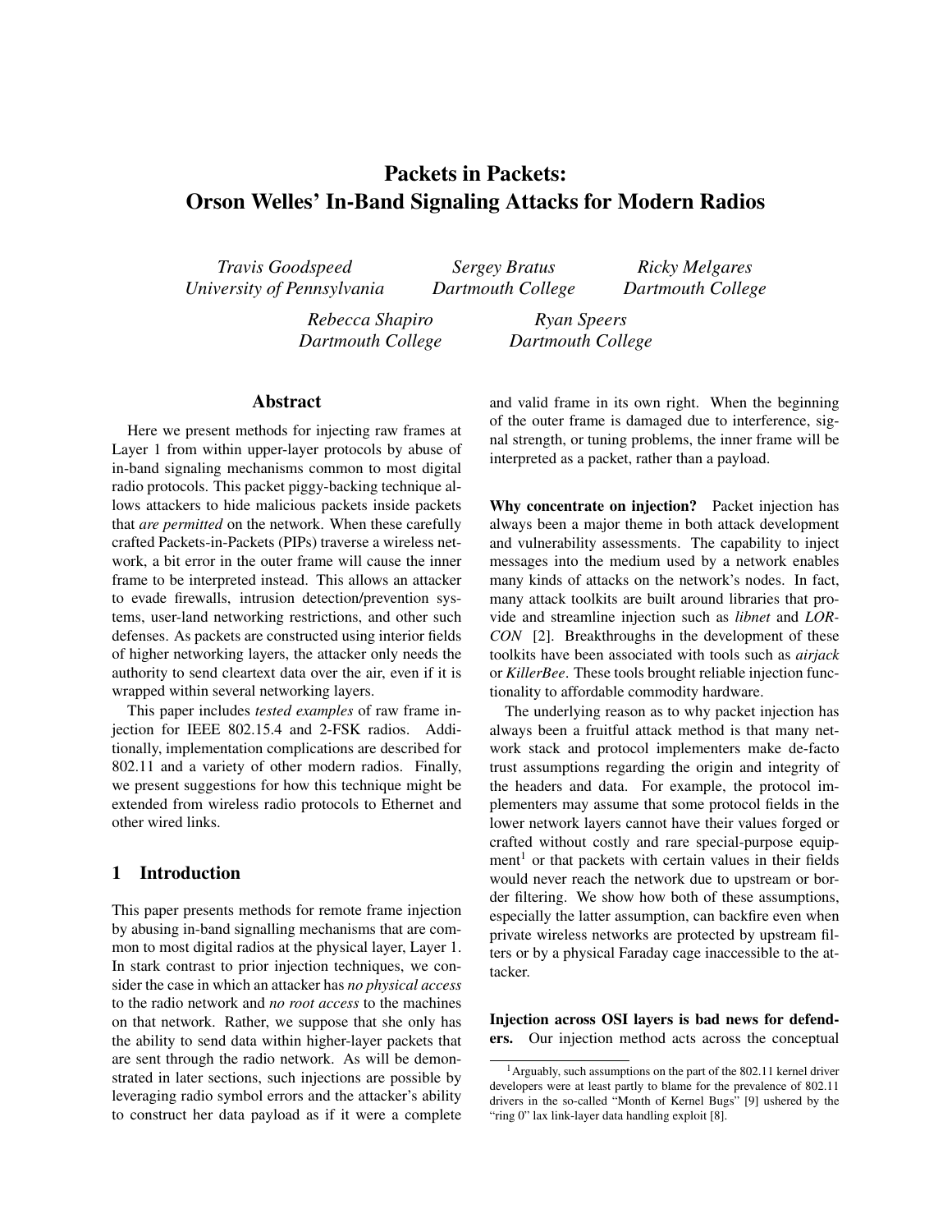# Packets in Packets:
# Orson Welles' In-Band Signaling Attacks for Modern Radios

*Travis Goodspeed*
*University of Pennsylvania*

*Sergey Bratus*
*Dartmouth College*

*Ricky Melgares*
*Dartmouth College*

*Rebecca Shapiro*
*Dartmouth College*

*Ryan Speers*
*Dartmouth College*

## Abstract

Here we present methods for injecting raw frames at Layer 1 from within upper-layer protocols by abuse of in-band signaling mechanisms common to most digital radio protocols. This packet piggy-backing technique allows attackers to hide malicious packets inside packets that *are permitted* on the network. When these carefully crafted Packets-in-Packets (PIPs) traverse a wireless network, a bit error in the outer frame will cause the inner frame to be interpreted instead. This allows an attacker to evade firewalls, intrusion detection/prevention systems, user-land networking restrictions, and other such defenses. As packets are constructed using interior fields of higher networking layers, the attacker only needs the authority to send cleartext data over the air, even if it is wrapped within several networking layers.

This paper includes *tested examples* of raw frame injection for IEEE 802.15.4 and 2-FSK radios. Additionally, implementation complications are described for 802.11 and a variety of other modern radios. Finally, we present suggestions for how this technique might be extended from wireless radio protocols to Ethernet and other wired links.

## 1 Introduction

This paper presents methods for remote frame injection by abusing in-band signalling mechanisms that are common to most digital radios at the physical layer, Layer 1. In stark contrast to prior injection techniques, we consider the case in which an attacker has *no physical access* to the radio network and *no root access* to the machines on that network. Rather, we suppose that she only has the ability to send data within higher-layer packets that are sent through the radio network. As will be demonstrated in later sections, such injections are possible by leveraging radio symbol errors and the attacker's ability to construct her data payload as if it were a complete and valid frame in its own right. When the beginning of the outer frame is damaged due to interference, signal strength, or tuning problems, the inner frame will be interpreted as a packet, rather than a payload.

**Why concentrate on injection?** Packet injection has always been a major theme in both attack development and vulnerability assessments. The capability to inject messages into the medium used by a network enables many kinds of attacks on the network's nodes. In fact, many attack toolkits are built around libraries that provide and streamline injection such as *libnet* and *LORCON* [2]. Breakthroughs in the development of these toolkits have been associated with tools such as *airjack* or *KillerBee*. These tools brought reliable injection functionality to affordable commodity hardware.

The underlying reason as to why packet injection has always been a fruitful attack method is that many network stack and protocol implementers make de-facto trust assumptions regarding the origin and integrity of the headers and data. For example, the protocol implementers may assume that some protocol fields in the lower network layers cannot have their values forged or crafted without costly and rare special-purpose equipment[1] or that packets with certain values in their fields would never reach the network due to upstream or border filtering. We show how both of these assumptions, especially the latter assumption, can backfire even when private wireless networks are protected by upstream filters or by a physical Faraday cage inaccessible to the attacker.

**Injection across OSI layers is bad news for defenders.** Our injection method acts across the conceptual

[1] Arguably, such assumptions on the part of the 802.11 kernel driver developers were at least partly to blame for the prevalence of 802.11 drivers in the so-called "Month of Kernel Bugs" [9] ushered by the "ring 0" lax link-layer data handling exploit [8].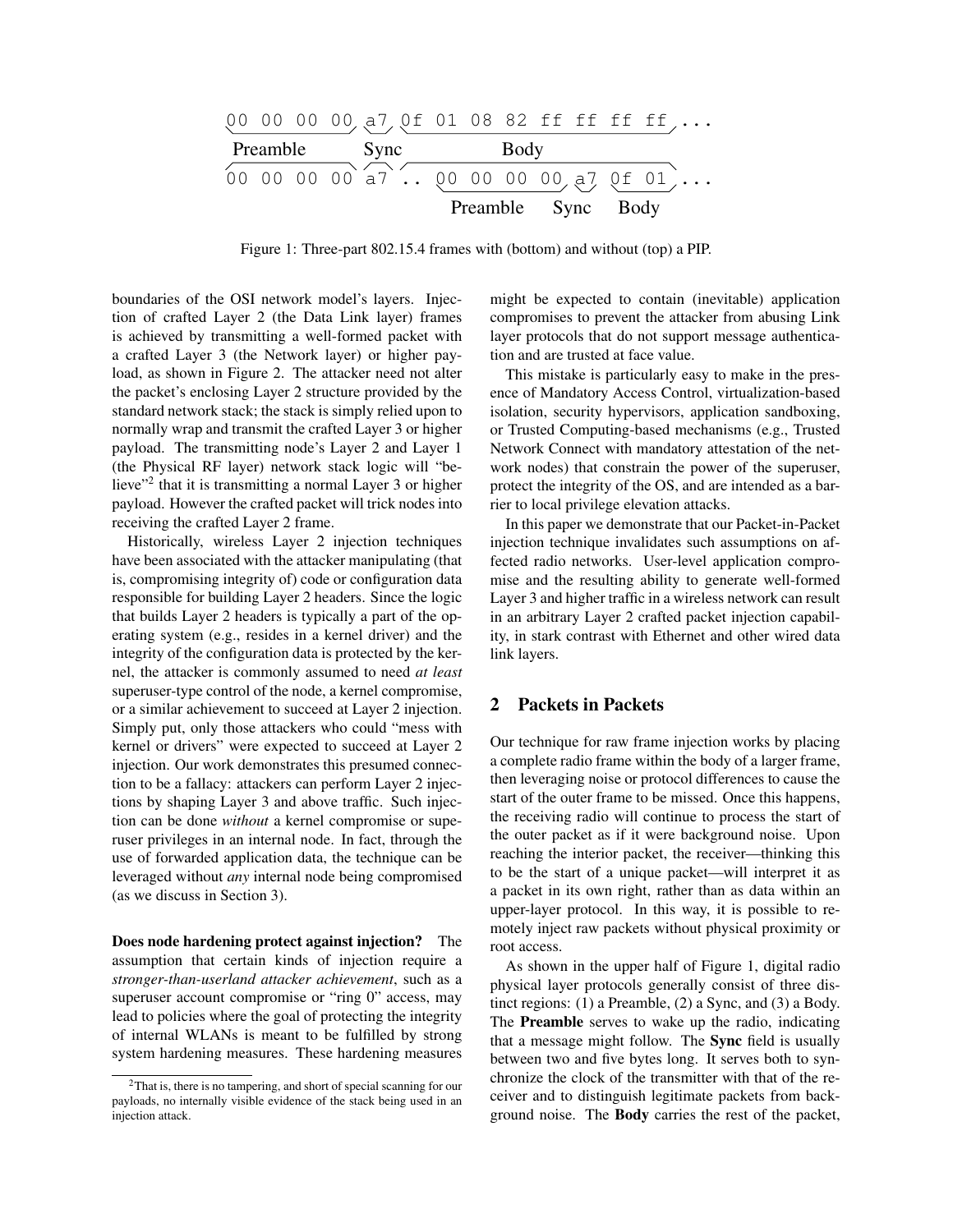```
00 00 00 00 a7 0f 01 08 82 ff ff ff ff ...
Preamble    Sync Body

00 00 00 00 a7 .. 00 00 00 00 a7 0f 01 ...
                  Preamble    Sync Body
```

Figure 1: Three-part 802.15.4 frames with (bottom) and without (top) a PIP.

boundaries of the OSI network model's layers. Injection of crafted Layer 2 (the Data Link layer) frames is achieved by transmitting a well-formed packet with a crafted Layer 3 (the Network layer) or higher payload, as shown in Figure 2. The attacker need not alter the packet's enclosing Layer 2 structure provided by the standard network stack; the stack is simply relied upon to normally wrap and transmit the crafted Layer 3 or higher payload. The transmitting node's Layer 2 and Layer 1 (the Physical RF layer) network stack logic will "believe"[2] that it is transmitting a normal Layer 3 or higher payload. However the crafted packet will trick nodes into receiving the crafted Layer 2 frame.

Historically, wireless Layer 2 injection techniques have been associated with the attacker manipulating (that is, compromising integrity of) code or configuration data responsible for building Layer 2 headers. Since the logic that builds Layer 2 headers is typically a part of the operating system (e.g., resides in a kernel driver) and the integrity of the configuration data is protected by the kernel, the attacker is commonly assumed to need *at least* superuser-type control of the node, a kernel compromise, or a similar achievement to succeed at Layer 2 injection. Simply put, only those attackers who could "mess with kernel or drivers" were expected to succeed at Layer 2 injection. Our work demonstrates this presumed connection to be a fallacy: attackers can perform Layer 2 injections by shaping Layer 3 and above traffic. Such injection can be done *without* a kernel compromise or superuser privileges in an internal node. In fact, through the use of forwarded application data, the technique can be leveraged without *any* internal node being compromised (as we discuss in Section 3).

**Does node hardening protect against injection?** The assumption that certain kinds of injection require a *stronger-than-userland attacker achievement*, such as a superuser account compromise or "ring 0" access, may lead to policies where the goal of protecting the integrity of internal WLANs is meant to be fulfilled by strong system hardening measures. These hardening measures might be expected to contain (inevitable) application compromises to prevent the attacker from abusing Link layer protocols that do not support message authentication and are trusted at face value.

This mistake is particularly easy to make in the presence of Mandatory Access Control, virtualization-based isolation, security hypervisors, application sandboxing, or Trusted Computing-based mechanisms (e.g., Trusted Network Connect with mandatory attestation of the network nodes) that constrain the power of the superuser, protect the integrity of the OS, and are intended as a barrier to local privilege elevation attacks.

In this paper we demonstrate that our Packet-in-Packet injection technique invalidates such assumptions on affected radio networks. User-level application compromise and the resulting ability to generate well-formed Layer 3 and higher traffic in a wireless network can result in an arbitrary Layer 2 crafted packet injection capability, in stark contrast with Ethernet and other wired data link layers.

## 2 Packets in Packets

Our technique for raw frame injection works by placing a complete radio frame within the body of a larger frame, then leveraging noise or protocol differences to cause the start of the outer frame to be missed. Once this happens, the receiving radio will continue to process the start of the outer packet as if it were background noise. Upon reaching the interior packet, the receiver—thinking this to be the start of a unique packet—will interpret it as a packet in its own right, rather than as data within an upper-layer protocol. In this way, it is possible to remotely inject raw packets without physical proximity or root access.

As shown in the upper half of Figure 1, digital radio physical layer protocols generally consist of three distinct regions: (1) a Preamble, (2) a Sync, and (3) a Body. The **Preamble** serves to wake up the radio, indicating that a message might follow. The **Sync** field is usually between two and five bytes long. It serves both to synchronize the clock of the transmitter with that of the receiver and to distinguish legitimate packets from background noise. The **Body** carries the rest of the packet,

[2] That is, there is no tampering, and short of special scanning for our payloads, no internally visible evidence of the stack being used in an injection attack.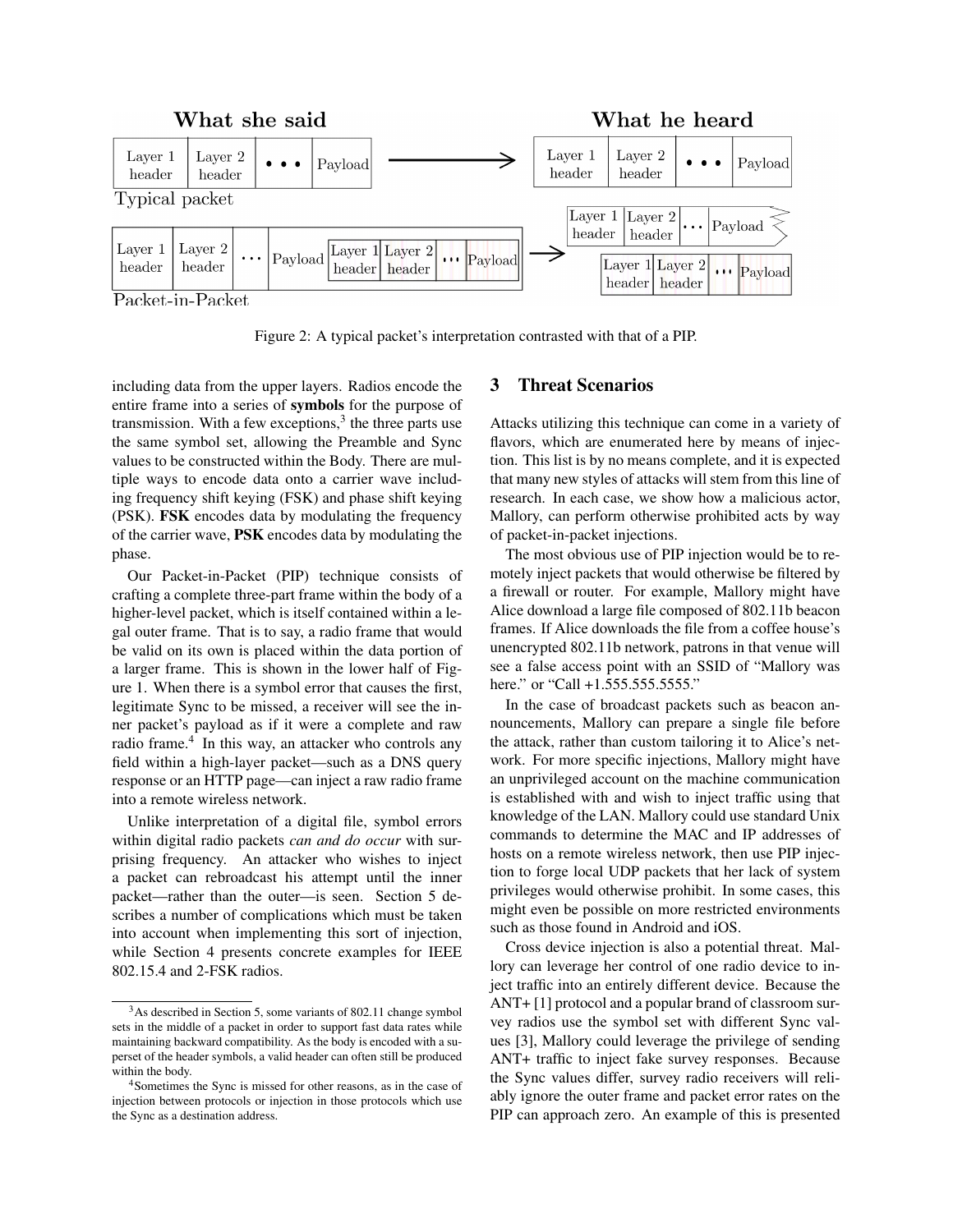Figure 2: A typical packet's interpretation contrasted with that of a PIP.

including data from the upper layers. Radios encode the entire frame into a series of **symbols** for the purpose of transmission. With a few exceptions,[3] the three parts use the same symbol set, allowing the Preamble and Sync values to be constructed within the Body. There are multiple ways to encode data onto a carrier wave including frequency shift keying (FSK) and phase shift keying (PSK). **FSK** encodes data by modulating the frequency of the carrier wave, **PSK** encodes data by modulating the phase.

Our Packet-in-Packet (PIP) technique consists of crafting a complete three-part frame within the body of a higher-level packet, which is itself contained within a legal outer frame. That is to say, a radio frame that would be valid on its own is placed within the data portion of a larger frame. This is shown in the lower half of Figure 1. When there is a symbol error that causes the first, legitimate Sync to be missed, a receiver will see the inner packet's payload as if it were a complete and raw radio frame.[4] In this way, an attacker who controls any field within a high-layer packet—such as a DNS query response or an HTTP page—can inject a raw radio frame into a remote wireless network.

Unlike interpretation of a digital file, symbol errors within digital radio packets *can and do occur* with surprising frequency. An attacker who wishes to inject a packet can rebroadcast his attempt until the inner packet—rather than the outer—is seen. Section 5 describes a number of complications which must be taken into account when implementing this sort of injection, while Section 4 presents concrete examples for IEEE 802.15.4 and 2-FSK radios.

[3] As described in Section 5, some variants of 802.11 change symbol sets in the middle of a packet in order to support fast data rates while maintaining backward compatibility. As the body is encoded with a superset of the header symbols, a valid header can often still be produced within the body.

[4] Sometimes the Sync is missed for other reasons, as in the case of injection between protocols or injection in those protocols which use the Sync as a destination address.

## 3 Threat Scenarios

Attacks utilizing this technique can come in a variety of flavors, which are enumerated here by means of injection. This list is by no means complete, and it is expected that many new styles of attacks will stem from this line of research. In each case, we show how a malicious actor, Mallory, can perform otherwise prohibited acts by way of packet-in-packet injections.

The most obvious use of PIP injection would be to remotely inject packets that would otherwise be filtered by a firewall or router. For example, Mallory might have Alice download a large file composed of 802.11b beacon frames. If Alice downloads the file from a coffee house's unencrypted 802.11b network, patrons in that venue will see a false access point with an SSID of "Mallory was here." or "Call +1.555.555.5555."

In the case of broadcast packets such as beacon announcements, Mallory can prepare a single file before the attack, rather than custom tailoring it to Alice's network. For more specific injections, Mallory might have an unprivileged account on the machine communication is established with and wish to inject traffic using that knowledge of the LAN. Mallory could use standard Unix commands to determine the MAC and IP addresses of hosts on a remote wireless network, then use PIP injection to forge local UDP packets that her lack of system privileges would otherwise prohibit. In some cases, this might even be possible on more restricted environments such as those found in Android and iOS.

Cross device injection is also a potential threat. Mallory can leverage her control of one radio device to inject traffic into an entirely different device. Because the ANT+ [1] protocol and a popular brand of classroom survey radios use the symbol set with different Sync values [3], Mallory could leverage the privilege of sending ANT+ traffic to inject fake survey responses. Because the Sync values differ, survey radio receivers will reliably ignore the outer frame and packet error rates on the PIP can approach zero. An example of this is presented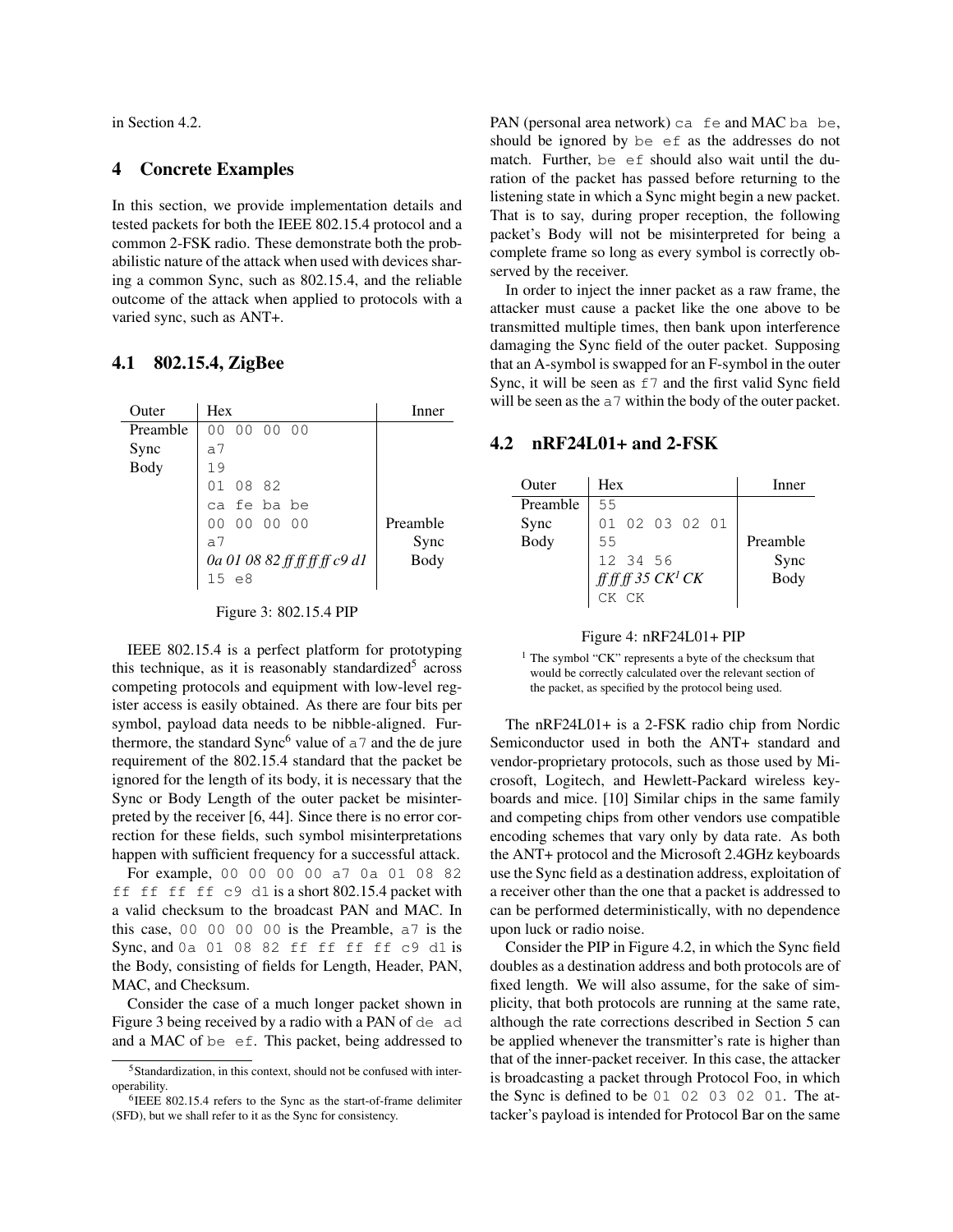in Section 4.2.

## 4 Concrete Examples

In this section, we provide implementation details and tested packets for both the IEEE 802.15.4 protocol and a common 2-FSK radio. These demonstrate both the probabilistic nature of the attack when used with devices sharing a common Sync, such as 802.15.4, and the reliable outcome of the attack when applied to protocols with a varied sync, such as ANT+.

### 4.1 802.15.4, ZigBee

| Outer | Hex | Inner |
|---|---|---|
| Preamble | 00 00 00 00 | |
| Sync | a7 | |
| Body | 19 | |
| | 01 08 82 | |
| | ca fe ba be | |
| | 00 00 00 00 | Preamble |
| | a7 | Sync |
| | *0a 01 08 82 ff ff ff ff c9 d1* | Body |
| | 15 e8 | |

Figure 3: 802.15.4 PIP

IEEE 802.15.4 is a perfect platform for prototyping this technique, as it is reasonably standardized[5] across competing protocols and equipment with low-level register access is easily obtained. As there are four bits per symbol, payload data needs to be nibble-aligned. Furthermore, the standard Sync[6] value of a7 and the de jure requirement of the 802.15.4 standard that the packet be ignored for the length of its body, it is necessary that the Sync or Body Length of the outer packet be misinterpreted by the receiver [6, 44]. Since there is no error correction for these fields, such symbol misinterpretations happen with sufficient frequency for a successful attack.

For example, 00 00 00 00 a7 0a 01 08 82 ff ff ff ff c9 d1 is a short 802.15.4 packet with a valid checksum to the broadcast PAN and MAC. In this case, 00 00 00 00 is the Preamble, a7 is the Sync, and 0a 01 08 82 ff ff ff ff c9 d1 is the Body, consisting of fields for Length, Header, PAN, MAC, and Checksum.

Consider the case of a much longer packet shown in Figure 3 being received by a radio with a PAN of de ad and a MAC of be ef. This packet, being addressed to PAN (personal area network) ca fe and MAC ba be, should be ignored by be ef as the addresses do not match. Further, be ef should also wait until the duration of the packet has passed before returning to the listening state in which a Sync might begin a new packet. That is to say, during proper reception, the following packet's Body will not be misinterpreted for being a complete frame so long as every symbol is correctly observed by the receiver.

In order to inject the inner packet as a raw frame, the attacker must cause a packet like the one above to be transmitted multiple times, then bank upon interference damaging the Sync field of the outer packet. Supposing that an A-symbol is swapped for an F-symbol in the outer Sync, it will be seen as f7 and the first valid Sync field will be seen as the a7 within the body of the outer packet.

### 4.2 nRF24L01+ and 2-FSK

| Outer | Hex | Inner |
|---|---|---|
| Preamble | 55 | |
| Sync | 01 02 03 02 01 | |
| Body | 55 | Preamble |
| | 12 34 56 | Sync |
| | *ff ff ff 35 CK[1] CK* | Body |
| | CK CK | |

Figure 4: nRF24L01+ PIP

[1] The symbol "CK" represents a byte of the checksum that would be correctly calculated over the relevant section of the packet, as specified by the protocol being used.

The nRF24L01+ is a 2-FSK radio chip from Nordic Semiconductor used in both the ANT+ standard and vendor-proprietary protocols, such as those used by Microsoft, Logitech, and Hewlett-Packard wireless keyboards and mice. [10] Similar chips in the same family and competing chips from other vendors use compatible encoding schemes that vary only by data rate. As both the ANT+ protocol and the Microsoft 2.4GHz keyboards use the Sync field as a destination address, exploitation of a receiver other than the one that a packet is addressed to can be performed deterministically, with no dependence upon luck or radio noise.

Consider the PIP in Figure 4.2, in which the Sync field doubles as a destination address and both protocols are of fixed length. We will also assume, for the sake of simplicity, that both protocols are running at the same rate, although the rate corrections described in Section 5 can be applied whenever the transmitter's rate is higher than that of the inner-packet receiver. In this case, the attacker is broadcasting a packet through Protocol Foo, in which the Sync is defined to be 01 02 03 02 01. The attacker's payload is intended for Protocol Bar on the same

[5] Standardization, in this context, should not be confused with interoperability.

[6] IEEE 802.15.4 refers to the Sync as the start-of-frame delimiter (SFD), but we shall refer to it as the Sync for consistency.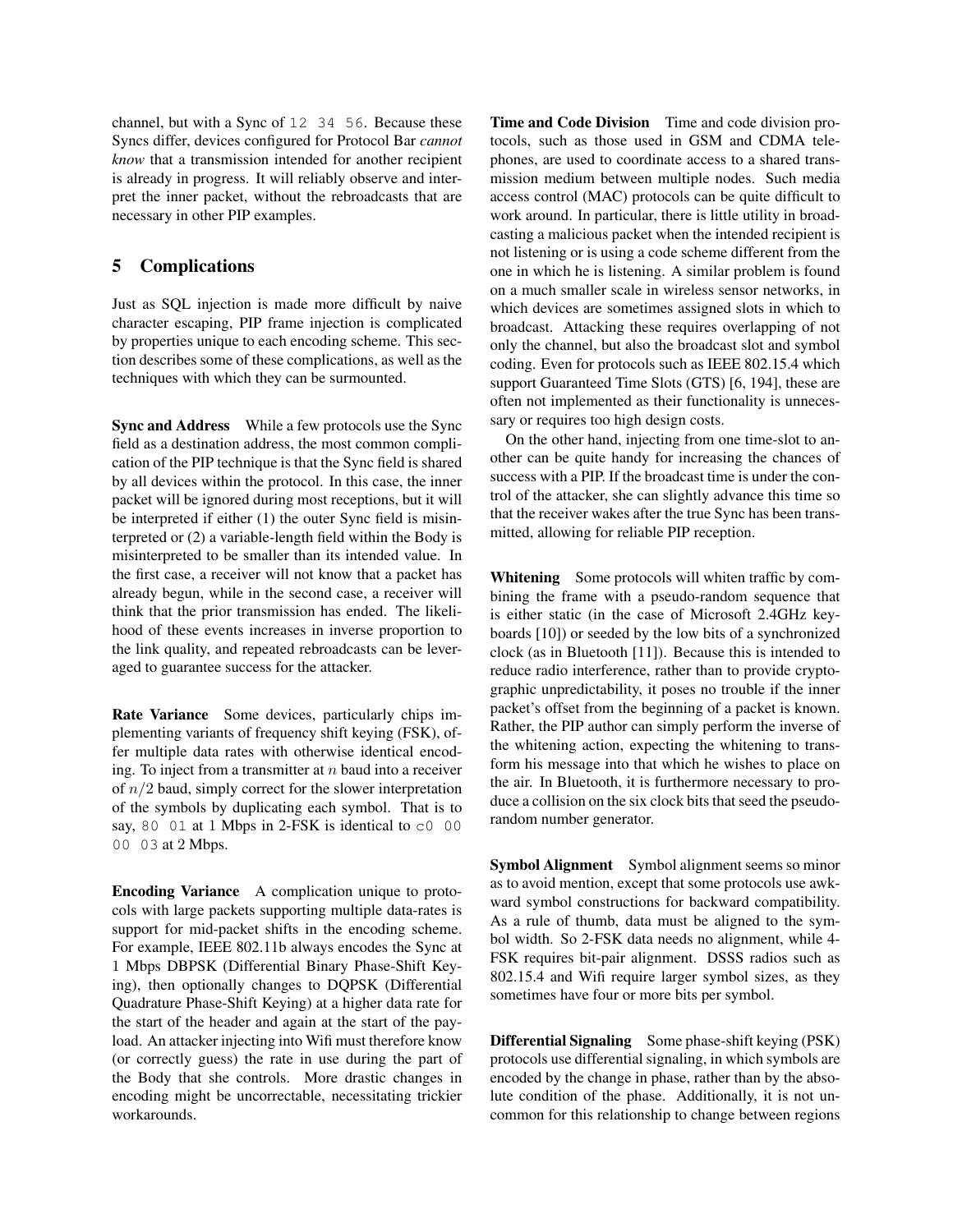channel, but with a Sync of `12 34 56`. Because these Syncs differ, devices configured for Protocol Bar *cannot know* that a transmission intended for another recipient is already in progress. It will reliably observe and interpret the inner packet, without the rebroadcasts that are necessary in other PIP examples.

## 5 Complications

Just as SQL injection is made more difficult by naive character escaping, PIP frame injection is complicated by properties unique to each encoding scheme. This section describes some of these complications, as well as the techniques with which they can be surmounted.

**Sync and Address** While a few protocols use the Sync field as a destination address, the most common complication of the PIP technique is that the Sync field is shared by all devices within the protocol. In this case, the inner packet will be ignored during most receptions, but it will be interpreted if either (1) the outer Sync field is misinterpreted or (2) a variable-length field within the Body is misinterpreted to be smaller than its intended value. In the first case, a receiver will not know that a packet has already begun, while in the second case, a receiver will think that the prior transmission has ended. The likelihood of these events increases in inverse proportion to the link quality, and repeated rebroadcasts can be leveraged to guarantee success for the attacker.

**Rate Variance** Some devices, particularly chips implementing variants of frequency shift keying (FSK), offer multiple data rates with otherwise identical encoding. To inject from a transmitter at $n$ baud into a receiver of $n/2$ baud, simply correct for the slower interpretation of the symbols by duplicating each symbol. That is to say, `80 01` at 1 Mbps in 2-FSK is identical to `c0 00 00 03` at 2 Mbps.

**Encoding Variance** A complication unique to protocols with large packets supporting multiple data-rates is support for mid-packet shifts in the encoding scheme. For example, IEEE 802.11b always encodes the Sync at 1 Mbps DBPSK (Differential Binary Phase-Shift Keying), then optionally changes to DQPSK (Differential Quadrature Phase-Shift Keying) at a higher data rate for the start of the header and again at the start of the payload. An attacker injecting into Wifi must therefore know (or correctly guess) the rate in use during the part of the Body that she controls. More drastic changes in encoding might be uncorrectable, necessitating trickier workarounds.

**Time and Code Division** Time and code division protocols, such as those used in GSM and CDMA telephones, are used to coordinate access to a shared transmission medium between multiple nodes. Such media access control (MAC) protocols can be quite difficult to work around. In particular, there is little utility in broadcasting a malicious packet when the intended recipient is not listening or is using a code scheme different from the one in which he is listening. A similar problem is found on a much smaller scale in wireless sensor networks, in which devices are sometimes assigned slots in which to broadcast. Attacking these requires overlapping of not only the channel, but also the broadcast slot and symbol coding. Even for protocols such as IEEE 802.15.4 which support Guaranteed Time Slots (GTS) [6, 194], these are often not implemented as their functionality is unnecessary or requires too high design costs.

On the other hand, injecting from one time-slot to another can be quite handy for increasing the chances of success with a PIP. If the broadcast time is under the control of the attacker, she can slightly advance this time so that the receiver wakes after the true Sync has been transmitted, allowing for reliable PIP reception.

**Whitening** Some protocols will whiten traffic by combining the frame with a pseudo-random sequence that is either static (in the case of Microsoft 2.4GHz keyboards [10]) or seeded by the low bits of a synchronized clock (as in Bluetooth [11]). Because this is intended to reduce radio interference, rather than to provide cryptographic unpredictability, it poses no trouble if the inner packet's offset from the beginning of a packet is known. Rather, the PIP author can simply perform the inverse of the whitening action, expecting the whitening to transform his message into that which he wishes to place on the air. In Bluetooth, it is furthermore necessary to produce a collision on the six clock bits that seed the pseudo-random number generator.

**Symbol Alignment** Symbol alignment seems so minor as to avoid mention, except that some protocols use awkward symbol constructions for backward compatibility. As a rule of thumb, data must be aligned to the symbol width. So 2-FSK data needs no alignment, while 4-FSK requires bit-pair alignment. DSSS radios such as 802.15.4 and Wifi require larger symbol sizes, as they sometimes have four or more bits per symbol.

**Differential Signaling** Some phase-shift keying (PSK) protocols use differential signaling, in which symbols are encoded by the change in phase, rather than by the absolute condition of the phase. Additionally, it is not uncommon for this relationship to change between regions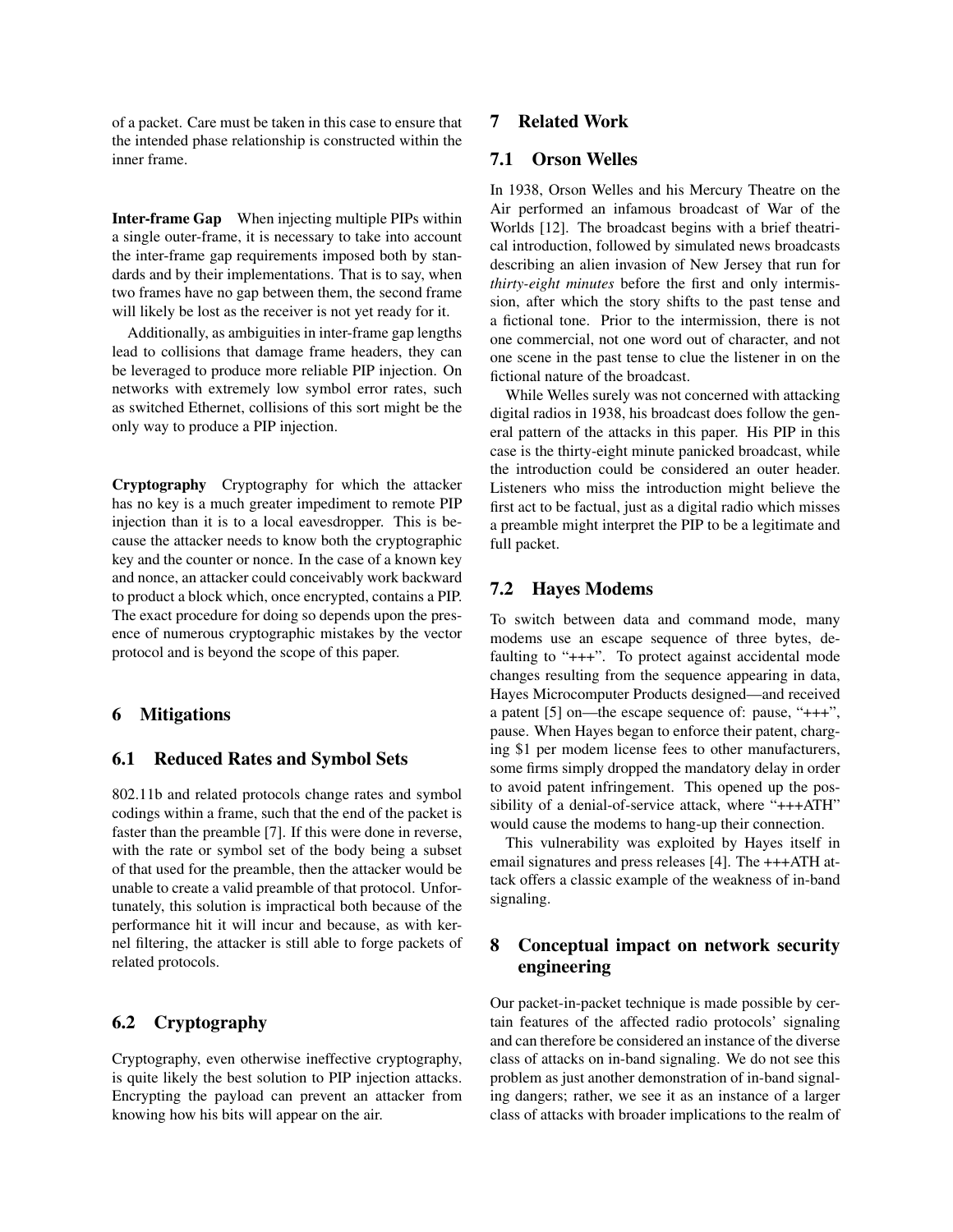of a packet. Care must be taken in this case to ensure that the intended phase relationship is constructed within the inner frame.

**Inter-frame Gap** When injecting multiple PIPs within a single outer-frame, it is necessary to take into account the inter-frame gap requirements imposed both by standards and by their implementations. That is to say, when two frames have no gap between them, the second frame will likely be lost as the receiver is not yet ready for it.

Additionally, as ambiguities in inter-frame gap lengths lead to collisions that damage frame headers, they can be leveraged to produce more reliable PIP injection. On networks with extremely low symbol error rates, such as switched Ethernet, collisions of this sort might be the only way to produce a PIP injection.

**Cryptography** Cryptography for which the attacker has no key is a much greater impediment to remote PIP injection than it is to a local eavesdropper. This is because the attacker needs to know both the cryptographic key and the counter or nonce. In the case of a known key and nonce, an attacker could conceivably work backward to product a block which, once encrypted, contains a PIP. The exact procedure for doing so depends upon the presence of numerous cryptographic mistakes by the vector protocol and is beyond the scope of this paper.

## 6 Mitigations

### 6.1 Reduced Rates and Symbol Sets

802.11b and related protocols change rates and symbol codings within a frame, such that the end of the packet is faster than the preamble [7]. If this were done in reverse, with the rate or symbol set of the body being a subset of that used for the preamble, then the attacker would be unable to create a valid preamble of that protocol. Unfortunately, this solution is impractical both because of the performance hit it will incur and because, as with kernel filtering, the attacker is still able to forge packets of related protocols.

### 6.2 Cryptography

Cryptography, even otherwise ineffective cryptography, is quite likely the best solution to PIP injection attacks. Encrypting the payload can prevent an attacker from knowing how his bits will appear on the air.

## 7 Related Work

### 7.1 Orson Welles

In 1938, Orson Welles and his Mercury Theatre on the Air performed an infamous broadcast of War of the Worlds [12]. The broadcast begins with a brief theatrical introduction, followed by simulated news broadcasts describing an alien invasion of New Jersey that run for *thirty-eight minutes* before the first and only intermission, after which the story shifts to the past tense and a fictional tone. Prior to the intermission, there is not one commercial, not one word out of character, and not one scene in the past tense to clue the listener in on the fictional nature of the broadcast.

While Welles surely was not concerned with attacking digital radios in 1938, his broadcast does follow the general pattern of the attacks in this paper. His PIP in this case is the thirty-eight minute panicked broadcast, while the introduction could be considered an outer header. Listeners who miss the introduction might believe the first act to be factual, just as a digital radio which misses a preamble might interpret the PIP to be a legitimate and full packet.

### 7.2 Hayes Modems

To switch between data and command mode, many modems use an escape sequence of three bytes, defaulting to "+++". To protect against accidental mode changes resulting from the sequence appearing in data, Hayes Microcomputer Products designed—and received a patent [5] on—the escape sequence of: pause, "+++", pause. When Hayes began to enforce their patent, charging $1 per modem license fees to other manufacturers, some firms simply dropped the mandatory delay in order to avoid patent infringement. This opened up the possibility of a denial-of-service attack, where "+++ATH" would cause the modems to hang-up their connection.

This vulnerability was exploited by Hayes itself in email signatures and press releases [4]. The +++ATH attack offers a classic example of the weakness of in-band signaling.

## 8 Conceptual impact on network security engineering

Our packet-in-packet technique is made possible by certain features of the affected radio protocols' signaling and can therefore be considered an instance of the diverse class of attacks on in-band signaling. We do not see this problem as just another demonstration of in-band signaling dangers; rather, we see it as an instance of a larger class of attacks with broader implications to the realm of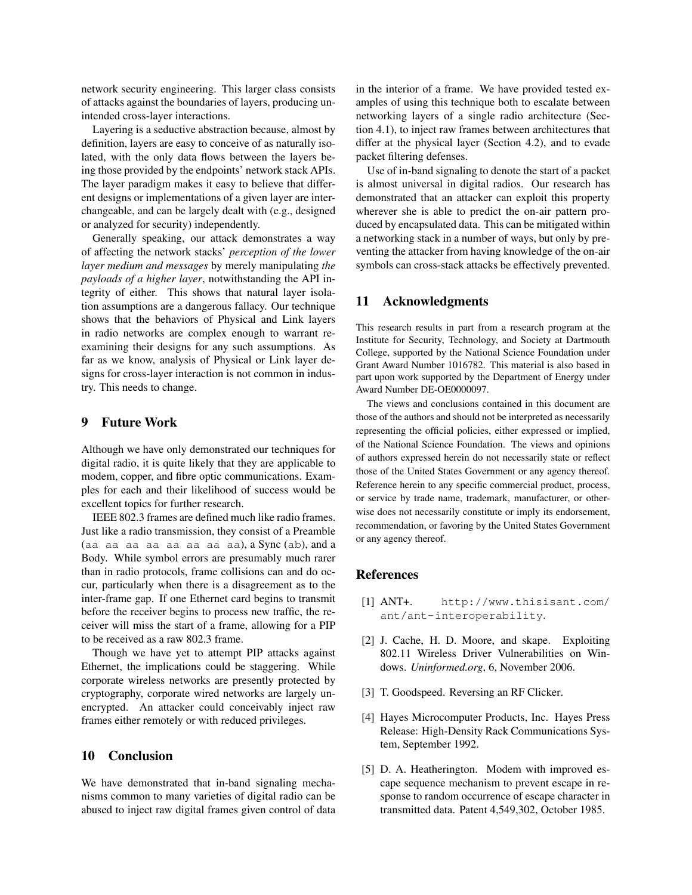network security engineering. This larger class consists of attacks against the boundaries of layers, producing unintended cross-layer interactions.

Layering is a seductive abstraction because, almost by definition, layers are easy to conceive of as naturally isolated, with the only data flows between the layers being those provided by the endpoints' network stack APIs. The layer paradigm makes it easy to believe that different designs or implementations of a given layer are interchangeable, and can be largely dealt with (e.g., designed or analyzed for security) independently.

Generally speaking, our attack demonstrates a way of affecting the network stacks' *perception of the lower layer medium and messages* by merely manipulating *the payloads of a higher layer*, notwithstanding the API integrity of either. This shows that natural layer isolation assumptions are a dangerous fallacy. Our technique shows that the behaviors of Physical and Link layers in radio networks are complex enough to warrant reexamining their designs for any such assumptions. As far as we know, analysis of Physical or Link layer designs for cross-layer interaction is not common in industry. This needs to change.

## 9 Future Work

Although we have only demonstrated our techniques for digital radio, it is quite likely that they are applicable to modem, copper, and fibre optic communications. Examples for each and their likelihood of success would be excellent topics for further research.

IEEE 802.3 frames are defined much like radio frames. Just like a radio transmission, they consist of a Preamble (`aa aa aa aa aa aa aa aa`), a Sync (`ab`), and a Body. While symbol errors are presumably much rarer than in radio protocols, frame collisions can and do occur, particularly when there is a disagreement as to the inter-frame gap. If one Ethernet card begins to transmit before the receiver begins to process new traffic, the receiver will miss the start of a frame, allowing for a PIP to be received as a raw 802.3 frame.

Though we have yet to attempt PIP attacks against Ethernet, the implications could be staggering. While corporate wireless networks are presently protected by cryptography, corporate wired networks are largely unencrypted. An attacker could conceivably inject raw frames either remotely or with reduced privileges.

## 10 Conclusion

We have demonstrated that in-band signaling mechanisms common to many varieties of digital radio can be abused to inject raw digital frames given control of data in the interior of a frame. We have provided tested examples of using this technique both to escalate between networking layers of a single radio architecture (Section 4.1), to inject raw frames between architectures that differ at the physical layer (Section 4.2), and to evade packet filtering defenses.

Use of in-band signaling to denote the start of a packet is almost universal in digital radios. Our research has demonstrated that an attacker can exploit this property wherever she is able to predict the on-air pattern produced by encapsulated data. This can be mitigated within a networking stack in a number of ways, but only by preventing the attacker from having knowledge of the on-air symbols can cross-stack attacks be effectively prevented.

## 11 Acknowledgments

This research results in part from a research program at the Institute for Security, Technology, and Society at Dartmouth College, supported by the National Science Foundation under Grant Award Number 1016782. This material is also based in part upon work supported by the Department of Energy under Award Number DE-OE0000097.

The views and conclusions contained in this document are those of the authors and should not be interpreted as necessarily representing the official policies, either expressed or implied, of the National Science Foundation. The views and opinions of authors expressed herein do not necessarily state or reflect those of the United States Government or any agency thereof. Reference herein to any specific commercial product, process, or service by trade name, trademark, manufacturer, or otherwise does not necessarily constitute or imply its endorsement, recommendation, or favoring by the United States Government or any agency thereof.

## References

[1] ANT+. `http://www.thisisant.com/ant/ant-interoperability`.

[2] J. Cache, H. D. Moore, and skape. Exploiting 802.11 Wireless Driver Vulnerabilities on Windows. *Uninformed.org*, 6, November 2006.

[3] T. Goodspeed. Reversing an RF Clicker.

[4] Hayes Microcomputer Products, Inc. Hayes Press Release: High-Density Rack Communications System, September 1992.

[5] D. A. Heatherington. Modem with improved escape sequence mechanism to prevent escape in response to random occurrence of escape character in transmitted data. Patent 4,549,302, October 1985.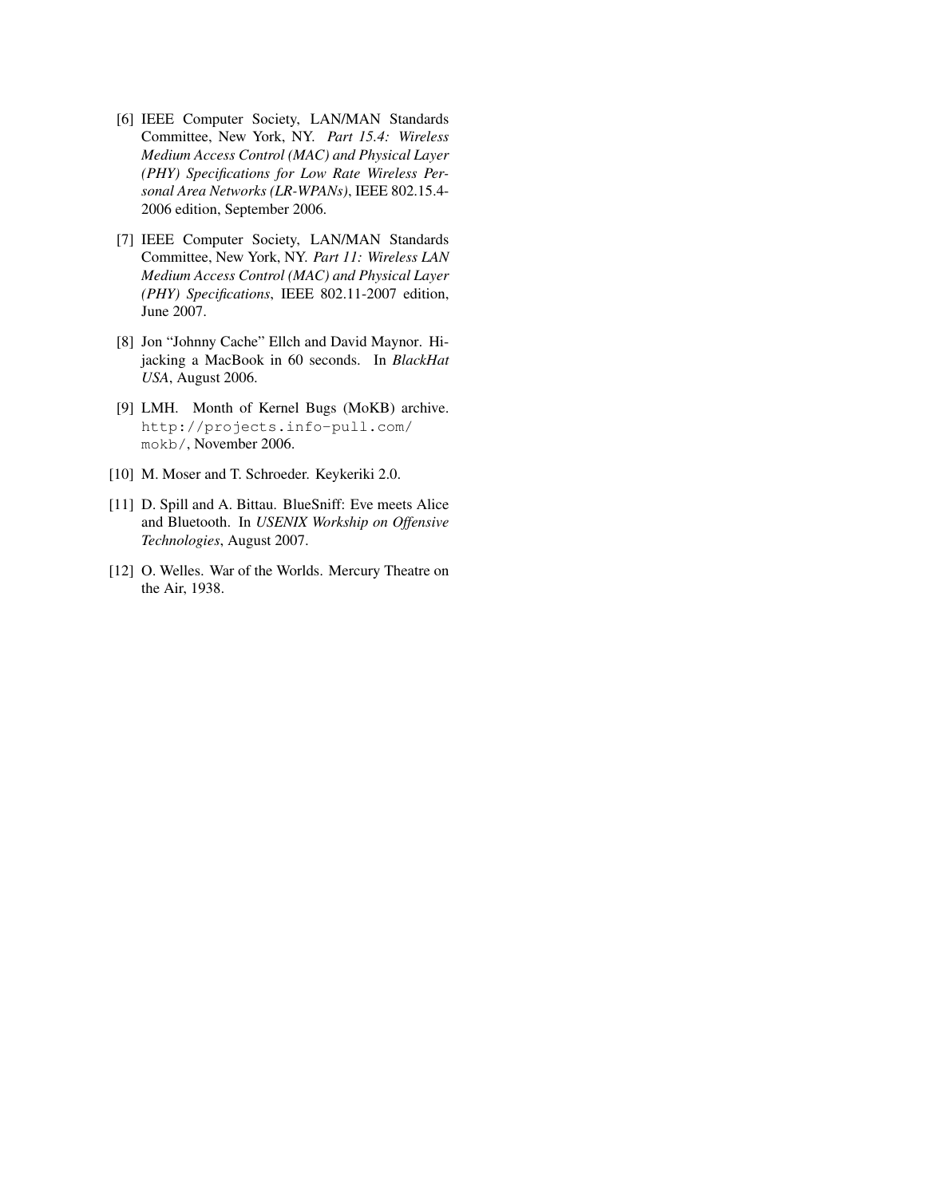[6] IEEE Computer Society, LAN/MAN Standards Committee, New York, NY. *Part 15.4: Wireless Medium Access Control (MAC) and Physical Layer (PHY) Specifications for Low Rate Wireless Personal Area Networks (LR-WPANs)*, IEEE 802.15.4-2006 edition, September 2006.

[7] IEEE Computer Society, LAN/MAN Standards Committee, New York, NY. *Part 11: Wireless LAN Medium Access Control (MAC) and Physical Layer (PHY) Specifications*, IEEE 802.11-2007 edition, June 2007.

[8] Jon "Johnny Cache" Ellch and David Maynor. Hijacking a MacBook in 60 seconds. In *BlackHat USA*, August 2006.

[9] LMH. Month of Kernel Bugs (MoKB) archive. `http://projects.info-pull.com/mokb/`, November 2006.

[10] M. Moser and T. Schroeder. Keykeriki 2.0.

[11] D. Spill and A. Bittau. BlueSniff: Eve meets Alice and Bluetooth. In *USENIX Workshop on Offensive Technologies*, August 2007.

[12] O. Welles. War of the Worlds. Mercury Theatre on the Air, 1938.